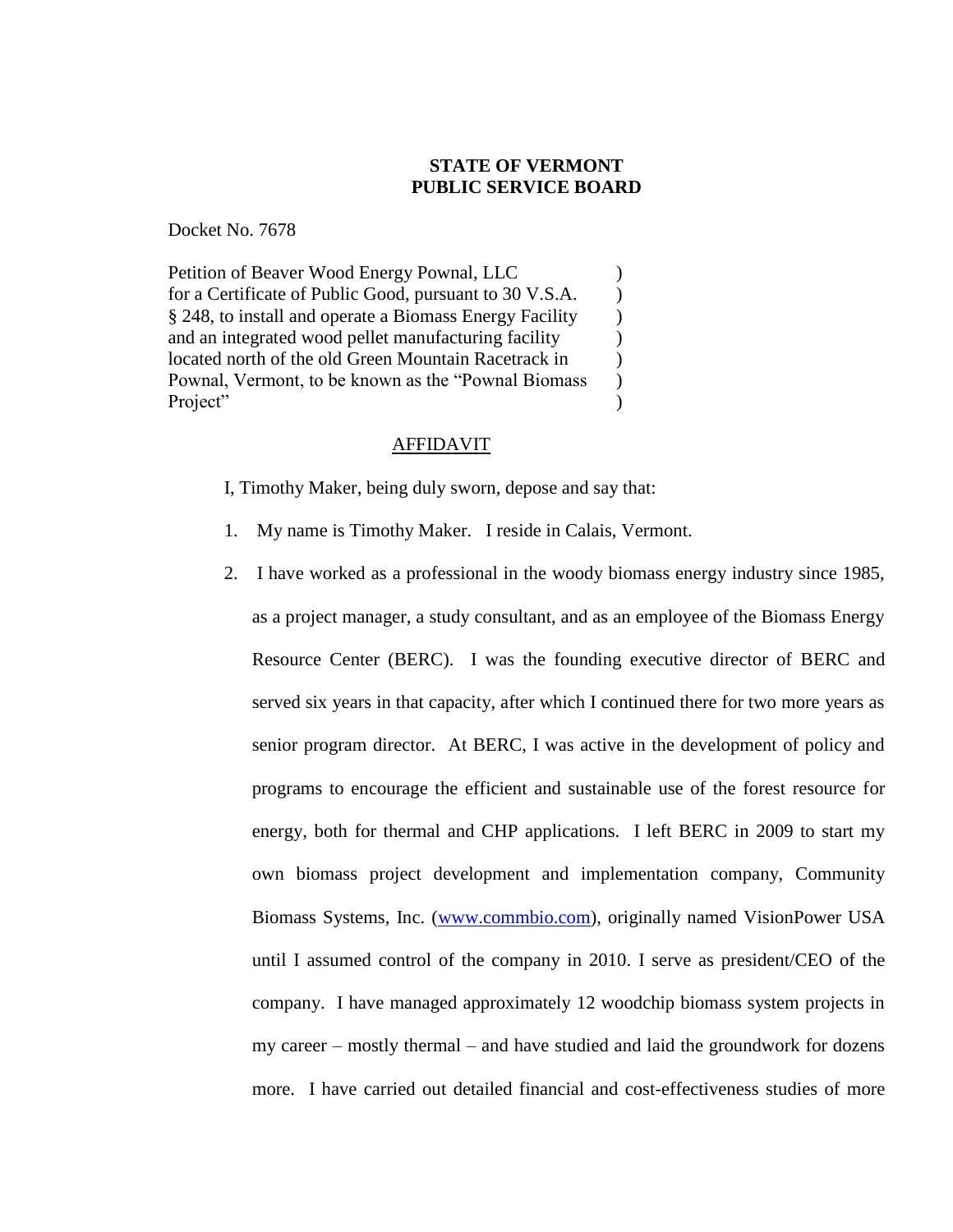**STATE OF VERMONT**
**PUBLIC SERVICE BOARD**

Docket No. 7678

Petition of Beaver Wood Energy Pownal, LLC )
for a Certificate of Public Good, pursuant to 30 V.S.A. )
§ 248, to install and operate a Biomass Energy Facility )
and an integrated wood pellet manufacturing facility )
located north of the old Green Mountain Racetrack in )
Pownal, Vermont, to be known as the "Pownal Biomass )
Project" )

AFFIDAVIT

I, Timothy Maker, being duly sworn, depose and say that:

1. My name is Timothy Maker. I reside in Calais, Vermont.

2. I have worked as a professional in the woody biomass energy industry since 1985, as a project manager, a study consultant, and as an employee of the Biomass Energy Resource Center (BERC). I was the founding executive director of BERC and served six years in that capacity, after which I continued there for two more years as senior program director. At BERC, I was active in the development of policy and programs to encourage the efficient and sustainable use of the forest resource for energy, both for thermal and CHP applications. I left BERC in 2009 to start my own biomass project development and implementation company, Community Biomass Systems, Inc. (www.commbio.com), originally named VisionPower USA until I assumed control of the company in 2010. I serve as president/CEO of the company. I have managed approximately 12 woodchip biomass system projects in my career – mostly thermal – and have studied and laid the groundwork for dozens more. I have carried out detailed financial and cost-effectiveness studies of more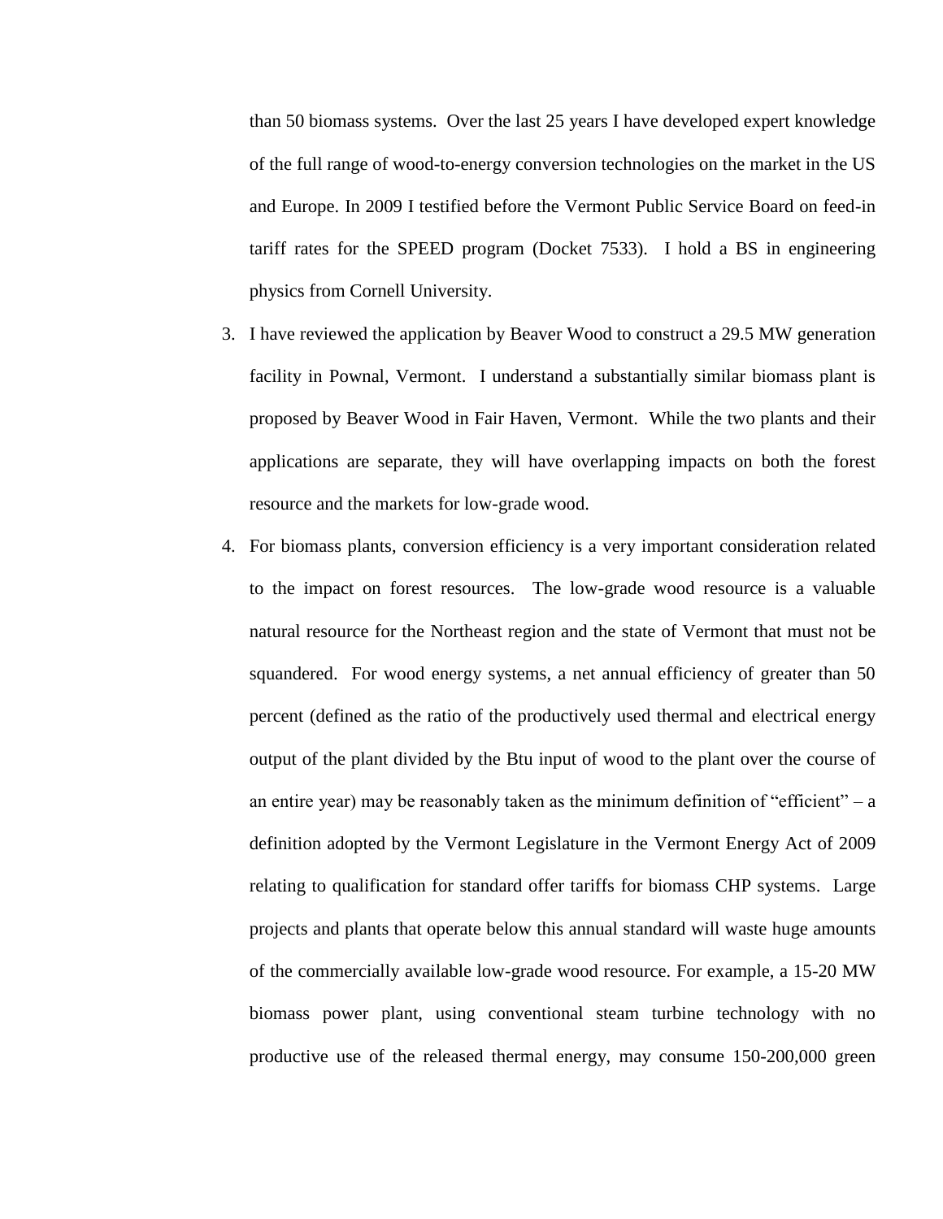than 50 biomass systems. Over the last 25 years I have developed expert knowledge of the full range of wood-to-energy conversion technologies on the market in the US and Europe. In 2009 I testified before the Vermont Public Service Board on feed-in tariff rates for the SPEED program (Docket 7533). I hold a BS in engineering physics from Cornell University.

3. I have reviewed the application by Beaver Wood to construct a 29.5 MW generation facility in Pownal, Vermont. I understand a substantially similar biomass plant is proposed by Beaver Wood in Fair Haven, Vermont. While the two plants and their applications are separate, they will have overlapping impacts on both the forest resource and the markets for low-grade wood.

4. For biomass plants, conversion efficiency is a very important consideration related to the impact on forest resources. The low-grade wood resource is a valuable natural resource for the Northeast region and the state of Vermont that must not be squandered. For wood energy systems, a net annual efficiency of greater than 50 percent (defined as the ratio of the productively used thermal and electrical energy output of the plant divided by the Btu input of wood to the plant over the course of an entire year) may be reasonably taken as the minimum definition of "efficient" – a definition adopted by the Vermont Legislature in the Vermont Energy Act of 2009 relating to qualification for standard offer tariffs for biomass CHP systems. Large projects and plants that operate below this annual standard will waste huge amounts of the commercially available low-grade wood resource. For example, a 15-20 MW biomass power plant, using conventional steam turbine technology with no productive use of the released thermal energy, may consume 150-200,000 green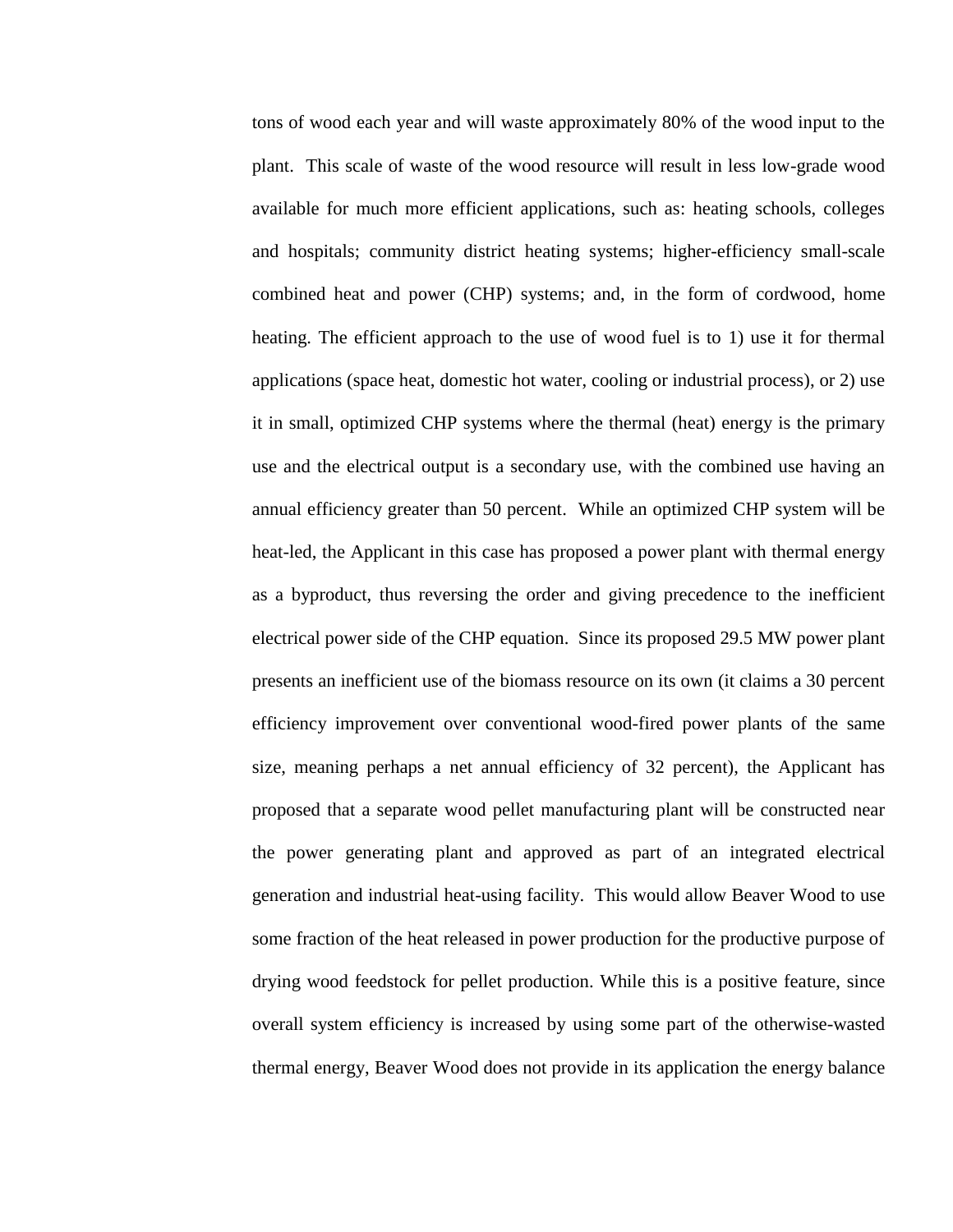tons of wood each year and will waste approximately 80% of the wood input to the plant. This scale of waste of the wood resource will result in less low-grade wood available for much more efficient applications, such as: heating schools, colleges and hospitals; community district heating systems; higher-efficiency small-scale combined heat and power (CHP) systems; and, in the form of cordwood, home heating. The efficient approach to the use of wood fuel is to 1) use it for thermal applications (space heat, domestic hot water, cooling or industrial process), or 2) use it in small, optimized CHP systems where the thermal (heat) energy is the primary use and the electrical output is a secondary use, with the combined use having an annual efficiency greater than 50 percent. While an optimized CHP system will be heat-led, the Applicant in this case has proposed a power plant with thermal energy as a byproduct, thus reversing the order and giving precedence to the inefficient electrical power side of the CHP equation. Since its proposed 29.5 MW power plant presents an inefficient use of the biomass resource on its own (it claims a 30 percent efficiency improvement over conventional wood-fired power plants of the same size, meaning perhaps a net annual efficiency of 32 percent), the Applicant has proposed that a separate wood pellet manufacturing plant will be constructed near the power generating plant and approved as part of an integrated electrical generation and industrial heat-using facility. This would allow Beaver Wood to use some fraction of the heat released in power production for the productive purpose of drying wood feedstock for pellet production. While this is a positive feature, since overall system efficiency is increased by using some part of the otherwise-wasted thermal energy, Beaver Wood does not provide in its application the energy balance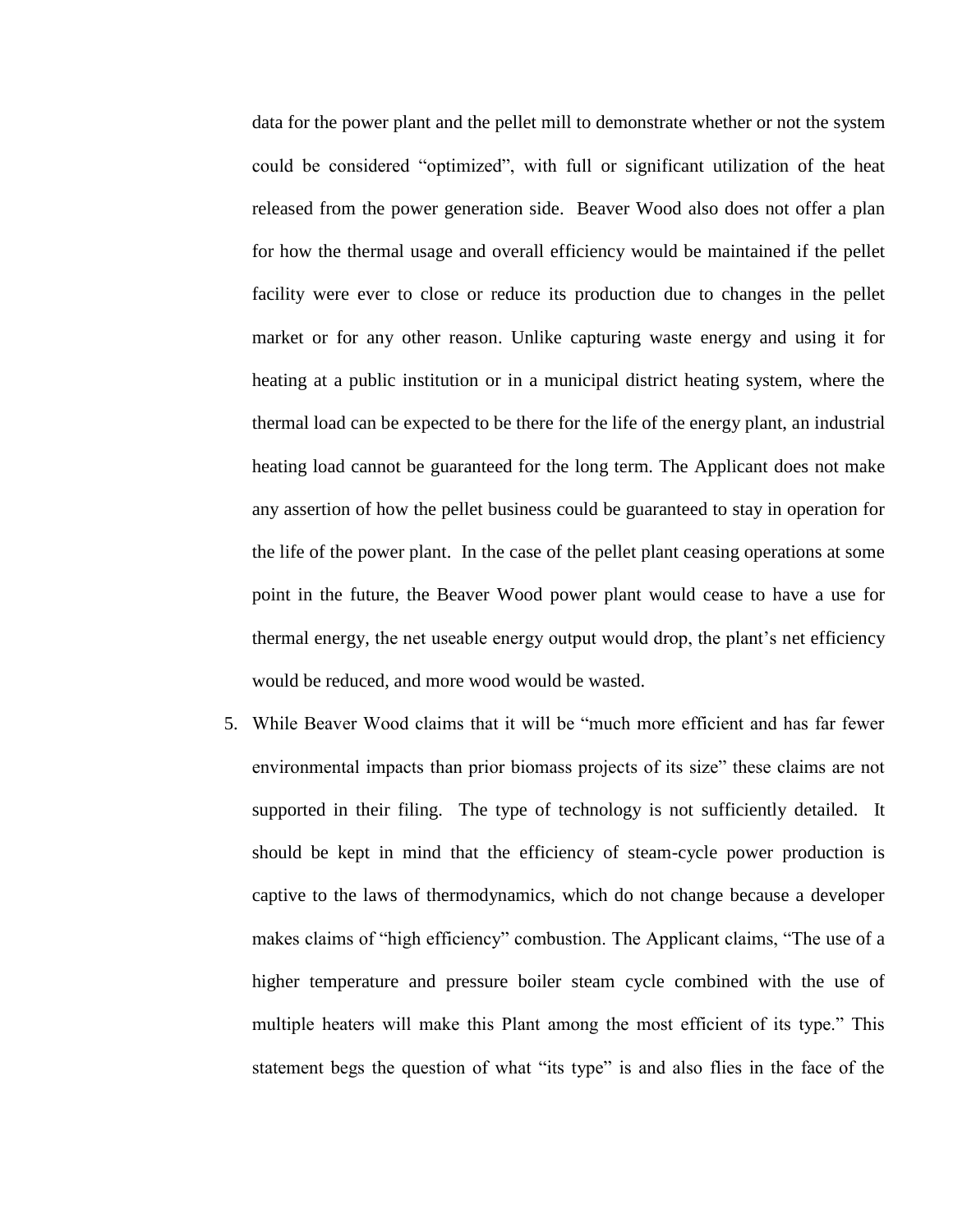data for the power plant and the pellet mill to demonstrate whether or not the system could be considered "optimized", with full or significant utilization of the heat released from the power generation side. Beaver Wood also does not offer a plan for how the thermal usage and overall efficiency would be maintained if the pellet facility were ever to close or reduce its production due to changes in the pellet market or for any other reason. Unlike capturing waste energy and using it for heating at a public institution or in a municipal district heating system, where the thermal load can be expected to be there for the life of the energy plant, an industrial heating load cannot be guaranteed for the long term. The Applicant does not make any assertion of how the pellet business could be guaranteed to stay in operation for the life of the power plant. In the case of the pellet plant ceasing operations at some point in the future, the Beaver Wood power plant would cease to have a use for thermal energy, the net useable energy output would drop, the plant's net efficiency would be reduced, and more wood would be wasted.

5. While Beaver Wood claims that it will be "much more efficient and has far fewer environmental impacts than prior biomass projects of its size" these claims are not supported in their filing. The type of technology is not sufficiently detailed. It should be kept in mind that the efficiency of steam-cycle power production is captive to the laws of thermodynamics, which do not change because a developer makes claims of "high efficiency" combustion. The Applicant claims, "The use of a higher temperature and pressure boiler steam cycle combined with the use of multiple heaters will make this Plant among the most efficient of its type." This statement begs the question of what "its type" is and also flies in the face of the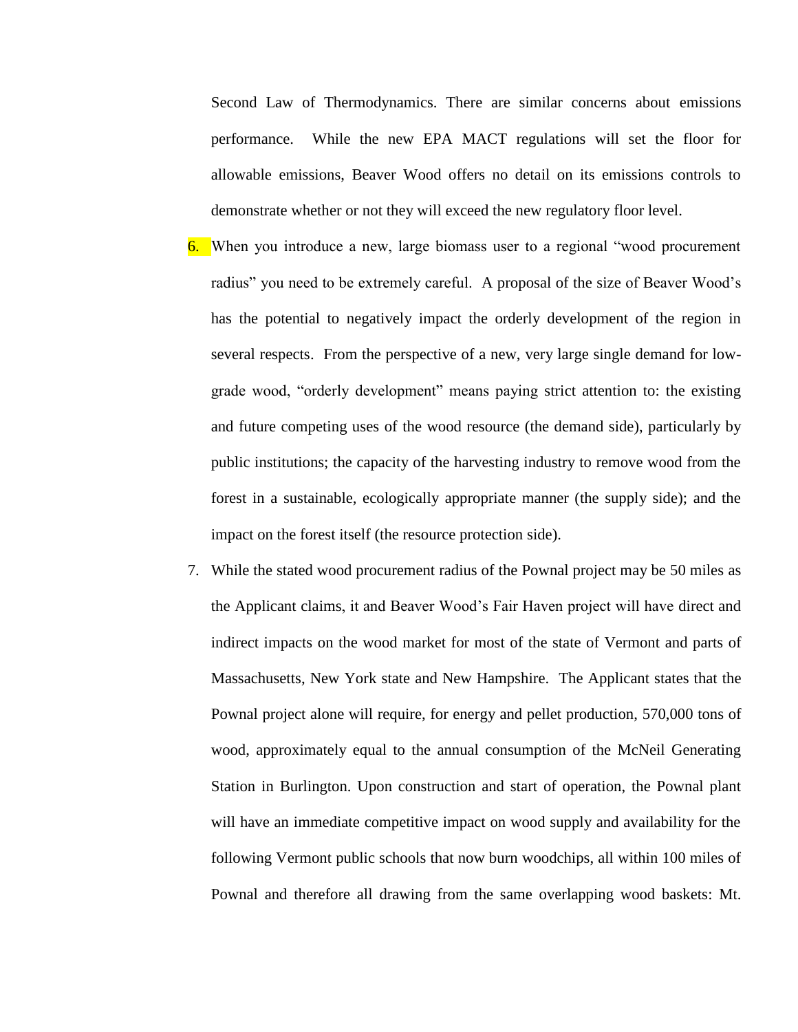Second Law of Thermodynamics. There are similar concerns about emissions performance. While the new EPA MACT regulations will set the floor for allowable emissions, Beaver Wood offers no detail on its emissions controls to demonstrate whether or not they will exceed the new regulatory floor level.

6. When you introduce a new, large biomass user to a regional "wood procurement radius" you need to be extremely careful. A proposal of the size of Beaver Wood's has the potential to negatively impact the orderly development of the region in several respects. From the perspective of a new, very large single demand for low-grade wood, "orderly development" means paying strict attention to: the existing and future competing uses of the wood resource (the demand side), particularly by public institutions; the capacity of the harvesting industry to remove wood from the forest in a sustainable, ecologically appropriate manner (the supply side); and the impact on the forest itself (the resource protection side).

7. While the stated wood procurement radius of the Pownal project may be 50 miles as the Applicant claims, it and Beaver Wood's Fair Haven project will have direct and indirect impacts on the wood market for most of the state of Vermont and parts of Massachusetts, New York state and New Hampshire. The Applicant states that the Pownal project alone will require, for energy and pellet production, 570,000 tons of wood, approximately equal to the annual consumption of the McNeil Generating Station in Burlington. Upon construction and start of operation, the Pownal plant will have an immediate competitive impact on wood supply and availability for the following Vermont public schools that now burn woodchips, all within 100 miles of Pownal and therefore all drawing from the same overlapping wood baskets: Mt.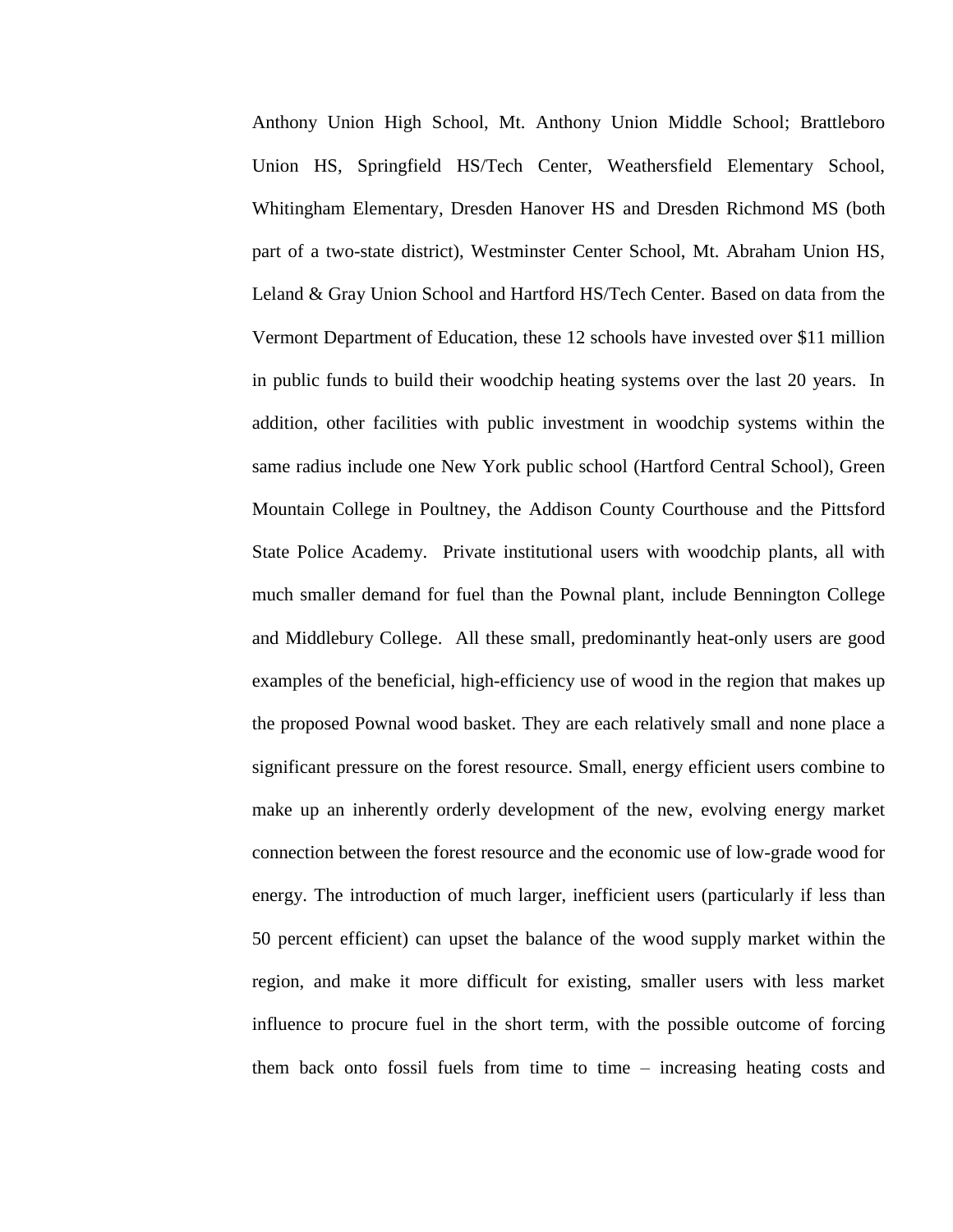Anthony Union High School, Mt. Anthony Union Middle School; Brattleboro Union HS, Springfield HS/Tech Center, Weathersfield Elementary School, Whitingham Elementary, Dresden Hanover HS and Dresden Richmond MS (both part of a two-state district), Westminster Center School, Mt. Abraham Union HS, Leland & Gray Union School and Hartford HS/Tech Center. Based on data from the Vermont Department of Education, these 12 schools have invested over $11 million in public funds to build their woodchip heating systems over the last 20 years. In addition, other facilities with public investment in woodchip systems within the same radius include one New York public school (Hartford Central School), Green Mountain College in Poultney, the Addison County Courthouse and the Pittsford State Police Academy. Private institutional users with woodchip plants, all with much smaller demand for fuel than the Pownal plant, include Bennington College and Middlebury College. All these small, predominantly heat-only users are good examples of the beneficial, high-efficiency use of wood in the region that makes up the proposed Pownal wood basket. They are each relatively small and none place a significant pressure on the forest resource. Small, energy efficient users combine to make up an inherently orderly development of the new, evolving energy market connection between the forest resource and the economic use of low-grade wood for energy. The introduction of much larger, inefficient users (particularly if less than 50 percent efficient) can upset the balance of the wood supply market within the region, and make it more difficult for existing, smaller users with less market influence to procure fuel in the short term, with the possible outcome of forcing them back onto fossil fuels from time to time – increasing heating costs and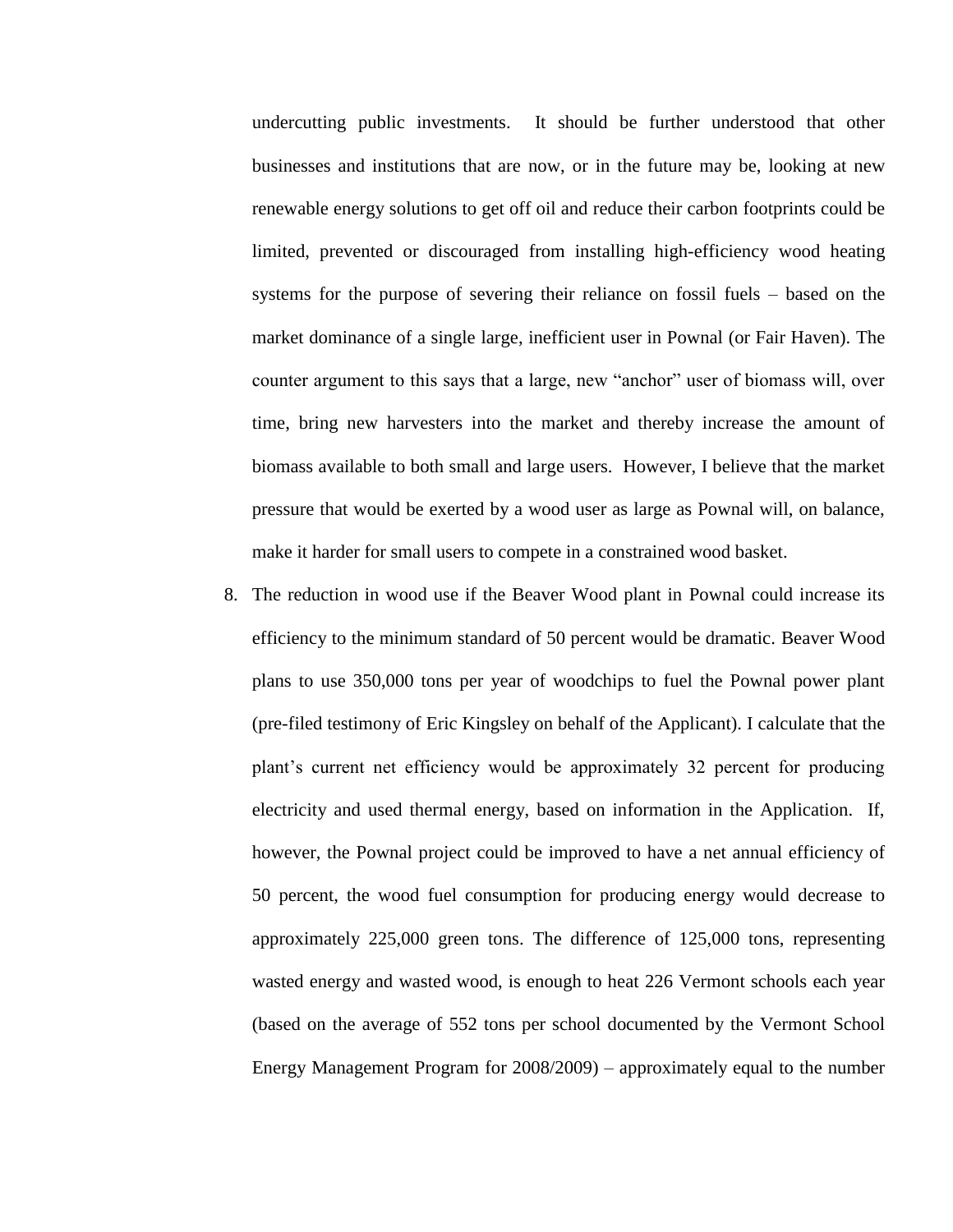undercutting public investments. It should be further understood that other businesses and institutions that are now, or in the future may be, looking at new renewable energy solutions to get off oil and reduce their carbon footprints could be limited, prevented or discouraged from installing high-efficiency wood heating systems for the purpose of severing their reliance on fossil fuels – based on the market dominance of a single large, inefficient user in Pownal (or Fair Haven). The counter argument to this says that a large, new "anchor" user of biomass will, over time, bring new harvesters into the market and thereby increase the amount of biomass available to both small and large users. However, I believe that the market pressure that would be exerted by a wood user as large as Pownal will, on balance, make it harder for small users to compete in a constrained wood basket.

8. The reduction in wood use if the Beaver Wood plant in Pownal could increase its efficiency to the minimum standard of 50 percent would be dramatic. Beaver Wood plans to use 350,000 tons per year of woodchips to fuel the Pownal power plant (pre-filed testimony of Eric Kingsley on behalf of the Applicant). I calculate that the plant's current net efficiency would be approximately 32 percent for producing electricity and used thermal energy, based on information in the Application. If, however, the Pownal project could be improved to have a net annual efficiency of 50 percent, the wood fuel consumption for producing energy would decrease to approximately 225,000 green tons. The difference of 125,000 tons, representing wasted energy and wasted wood, is enough to heat 226 Vermont schools each year (based on the average of 552 tons per school documented by the Vermont School Energy Management Program for 2008/2009) – approximately equal to the number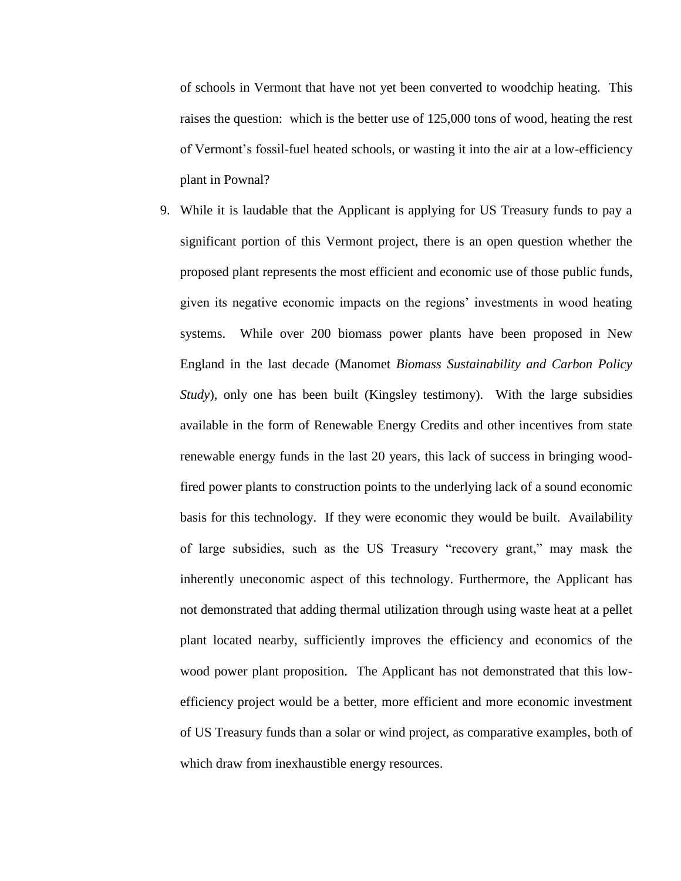of schools in Vermont that have not yet been converted to woodchip heating. This raises the question: which is the better use of 125,000 tons of wood, heating the rest of Vermont's fossil-fuel heated schools, or wasting it into the air at a low-efficiency plant in Pownal?

9. While it is laudable that the Applicant is applying for US Treasury funds to pay a significant portion of this Vermont project, there is an open question whether the proposed plant represents the most efficient and economic use of those public funds, given its negative economic impacts on the regions' investments in wood heating systems. While over 200 biomass power plants have been proposed in New England in the last decade (Manomet *Biomass Sustainability and Carbon Policy Study*), only one has been built (Kingsley testimony). With the large subsidies available in the form of Renewable Energy Credits and other incentives from state renewable energy funds in the last 20 years, this lack of success in bringing wood-fired power plants to construction points to the underlying lack of a sound economic basis for this technology. If they were economic they would be built. Availability of large subsidies, such as the US Treasury "recovery grant," may mask the inherently uneconomic aspect of this technology. Furthermore, the Applicant has not demonstrated that adding thermal utilization through using waste heat at a pellet plant located nearby, sufficiently improves the efficiency and economics of the wood power plant proposition. The Applicant has not demonstrated that this low-efficiency project would be a better, more efficient and more economic investment of US Treasury funds than a solar or wind project, as comparative examples, both of which draw from inexhaustible energy resources.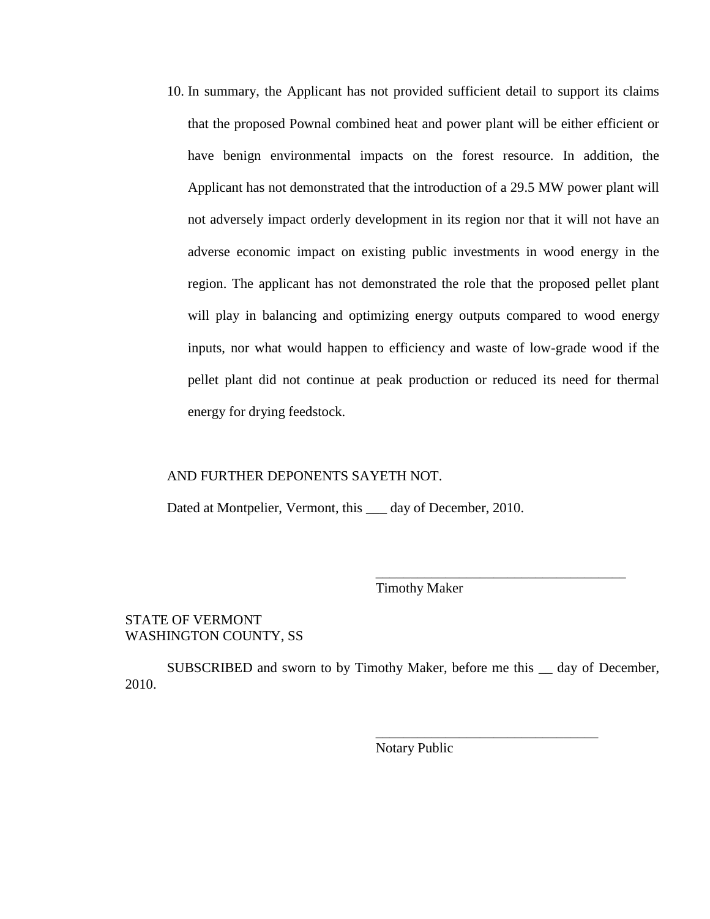10. In summary, the Applicant has not provided sufficient detail to support its claims that the proposed Pownal combined heat and power plant will be either efficient or have benign environmental impacts on the forest resource. In addition, the Applicant has not demonstrated that the introduction of a 29.5 MW power plant will not adversely impact orderly development in its region nor that it will not have an adverse economic impact on existing public investments in wood energy in the region. The applicant has not demonstrated the role that the proposed pellet plant will play in balancing and optimizing energy outputs compared to wood energy inputs, nor what would happen to efficiency and waste of low-grade wood if the pellet plant did not continue at peak production or reduced its need for thermal energy for drying feedstock.

AND FURTHER DEPONENTS SAYETH NOT.

Dated at Montpelier, Vermont, this ___ day of December, 2010.

_____________________________________
Timothy Maker

STATE OF VERMONT
WASHINGTON COUNTY, SS

SUBSCRIBED and sworn to by Timothy Maker, before me this __ day of December, 2010.

_________________________________
Notary Public